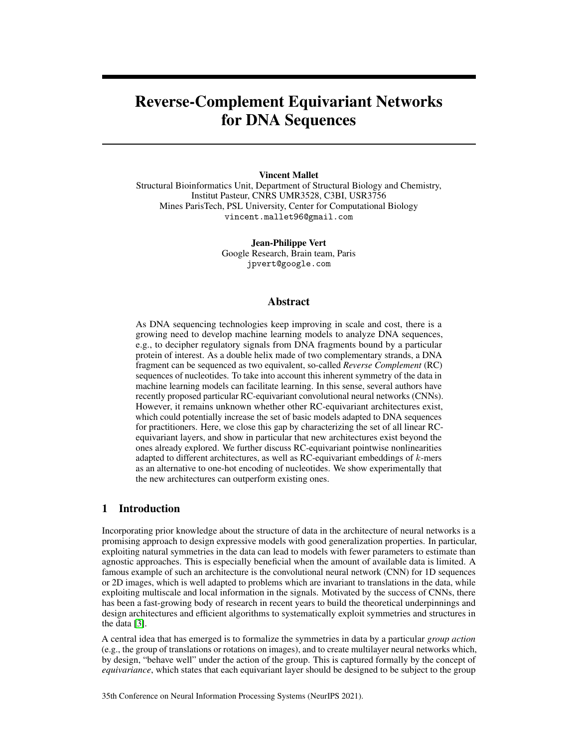# Reverse-Complement Equivariant Networks for DNA Sequences

**Vincent Mallet**
Structural Bioinformatics Unit, Department of Structural Biology and Chemistry,
Institut Pasteur, CNRS UMR3528, C3BI, USR3756
Mines ParisTech, PSL University, Center for Computational Biology
vincent.mallet96@gmail.com

**Jean-Philippe Vert**
Google Research, Brain team, Paris
jpvert@google.com

## Abstract

As DNA sequencing technologies keep improving in scale and cost, there is a growing need to develop machine learning models to analyze DNA sequences, e.g., to decipher regulatory signals from DNA fragments bound by a particular protein of interest. As a double helix made of two complementary strands, a DNA fragment can be sequenced as two equivalent, so-called *Reverse Complement* (RC) sequences of nucleotides. To take into account this inherent symmetry of the data in machine learning models can facilitate learning. In this sense, several authors have recently proposed particular RC-equivariant convolutional neural networks (CNNs). However, it remains unknown whether other RC-equivariant architectures exist, which could potentially increase the set of basic models adapted to DNA sequences for practitioners. Here, we close this gap by characterizing the set of all linear RC-equivariant layers, and show in particular that new architectures exist beyond the ones already explored. We further discuss RC-equivariant pointwise nonlinearities adapted to different architectures, as well as RC-equivariant embeddings of $k$-mers as an alternative to one-hot encoding of nucleotides. We show experimentally that the new architectures can outperform existing ones.

## 1 Introduction

Incorporating prior knowledge about the structure of data in the architecture of neural networks is a promising approach to design expressive models with good generalization properties. In particular, exploiting natural symmetries in the data can lead to models with fewer parameters to estimate than agnostic approaches. This is especially beneficial when the amount of available data is limited. A famous example of such an architecture is the convolutional neural network (CNN) for 1D sequences or 2D images, which is well adapted to problems which are invariant to translations in the data, while exploiting multiscale and local information in the signals. Motivated by the success of CNNs, there has been a fast-growing body of research in recent years to build the theoretical underpinnings and design architectures and efficient algorithms to systematically exploit symmetries and structures in the data [3].

A central idea that has emerged is to formalize the symmetries in data by a particular *group action* (e.g., the group of translations or rotations on images), and to create multilayer neural networks which, by design, "behave well" under the action of the group. This is captured formally by the concept of *equivariance*, which states that each equivariant layer should be designed to be subject to the group

35th Conference on Neural Information Processing Systems (NeurIPS 2021).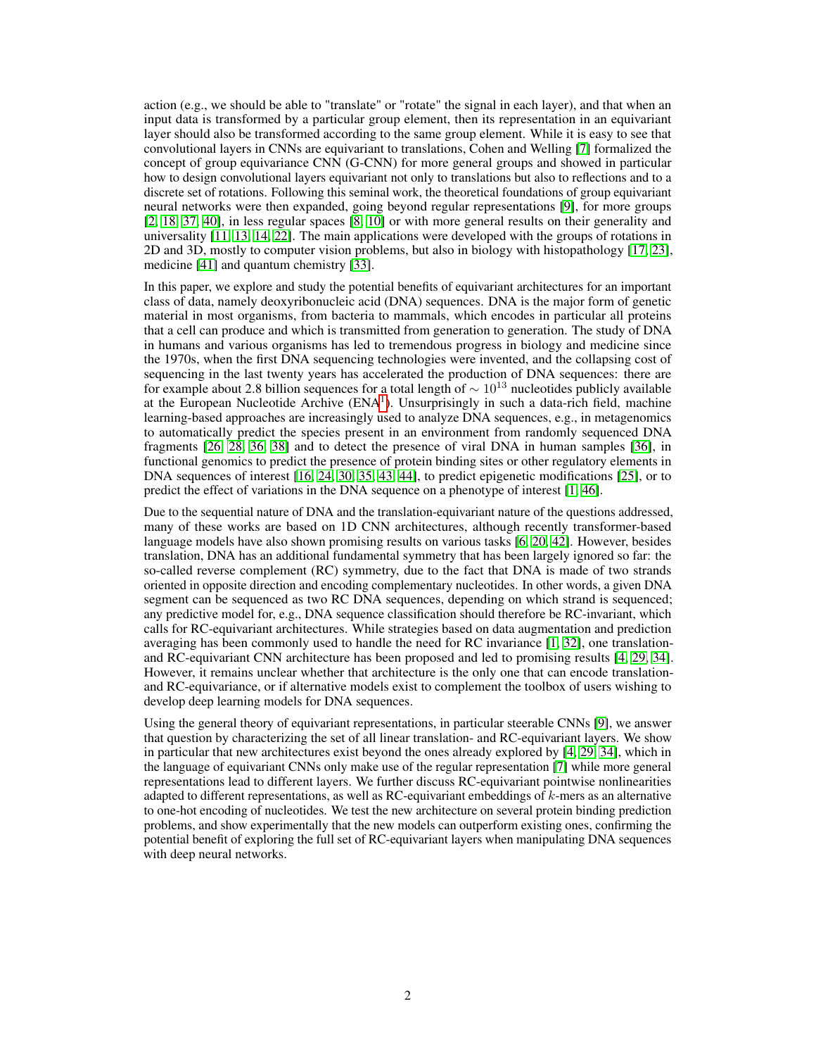action (e.g., we should be able to "translate" or "rotate" the signal in each layer), and that when an input data is transformed by a particular group element, then its representation in an equivariant layer should also be transformed according to the same group element. While it is easy to see that convolutional layers in CNNs are equivariant to translations, Cohen and Welling [7] formalized the concept of group equivariance CNN (G-CNN) for more general groups and showed in particular how to design convolutional layers equivariant not only to translations but also to reflections and to a discrete set of rotations. Following this seminal work, the theoretical foundations of group equivariant neural networks were then expanded, going beyond regular representations [9], for more groups [2, 18, 37, 40], in less regular spaces [8, 10] or with more general results on their generality and universality [11, 13, 14, 22]. The main applications were developed with the groups of rotations in 2D and 3D, mostly to computer vision problems, but also in biology with histopathology [17, 23], medicine [41] and quantum chemistry [33].

In this paper, we explore and study the potential benefits of equivariant architectures for an important class of data, namely deoxyribonucleic acid (DNA) sequences. DNA is the major form of genetic material in most organisms, from bacteria to mammals, which encodes in particular all proteins that a cell can produce and which is transmitted from generation to generation. The study of DNA in humans and various organisms has led to tremendous progress in biology and medicine since the 1970s, when the first DNA sequencing technologies were invented, and the collapsing cost of sequencing in the last twenty years has accelerated the production of DNA sequences: there are for example about 2.8 billion sequences for a total length of $\sim 10^{13}$ nucleotides publicly available at the European Nucleotide Archive (ENA[1]). Unsurprisingly in such a data-rich field, machine learning-based approaches are increasingly used to analyze DNA sequences, e.g., in metagenomics to automatically predict the species present in an environment from randomly sequenced DNA fragments [26, 28, 36, 38] and to detect the presence of viral DNA in human samples [36], in functional genomics to predict the presence of protein binding sites or other regulatory elements in DNA sequences of interest [16, 24, 30, 35, 43, 44], to predict epigenetic modifications [25], or to predict the effect of variations in the DNA sequence on a phenotype of interest [1, 46].

Due to the sequential nature of DNA and the translation-equivariant nature of the questions addressed, many of these works are based on 1D CNN architectures, although recently transformer-based language models have also shown promising results on various tasks [6, 20, 42]. However, besides translation, DNA has an additional fundamental symmetry that has been largely ignored so far: the so-called reverse complement (RC) symmetry, due to the fact that DNA is made of two strands oriented in opposite direction and encoding complementary nucleotides. In other words, a given DNA segment can be sequenced as two RC DNA sequences, depending on which strand is sequenced; any predictive model for, e.g., DNA sequence classification should therefore be RC-invariant, which calls for RC-equivariant architectures. While strategies based on data augmentation and prediction averaging has been commonly used to handle the need for RC invariance [1, 32], one translation- and RC-equivariant CNN architecture has been proposed and led to promising results [4, 29, 34]. However, it remains unclear whether that architecture is the only one that can encode translation- and RC-equivariance, or if alternative models exist to complement the toolbox of users wishing to develop deep learning models for DNA sequences.

Using the general theory of equivariant representations, in particular steerable CNNs [9], we answer that question by characterizing the set of all linear translation- and RC-equivariant layers. We show in particular that new architectures exist beyond the ones already explored by [4, 29, 34], which in the language of equivariant CNNs only make use of the regular representation [7] while more general representations lead to different layers. We further discuss RC-equivariant pointwise nonlinearities adapted to different representations, as well as RC-equivariant embeddings of $k$-mers as an alternative to one-hot encoding of nucleotides. We test the new architecture on several protein binding prediction problems, and show experimentally that the new models can outperform existing ones, confirming the potential benefit of exploring the full set of RC-equivariant layers when manipulating DNA sequences with deep neural networks.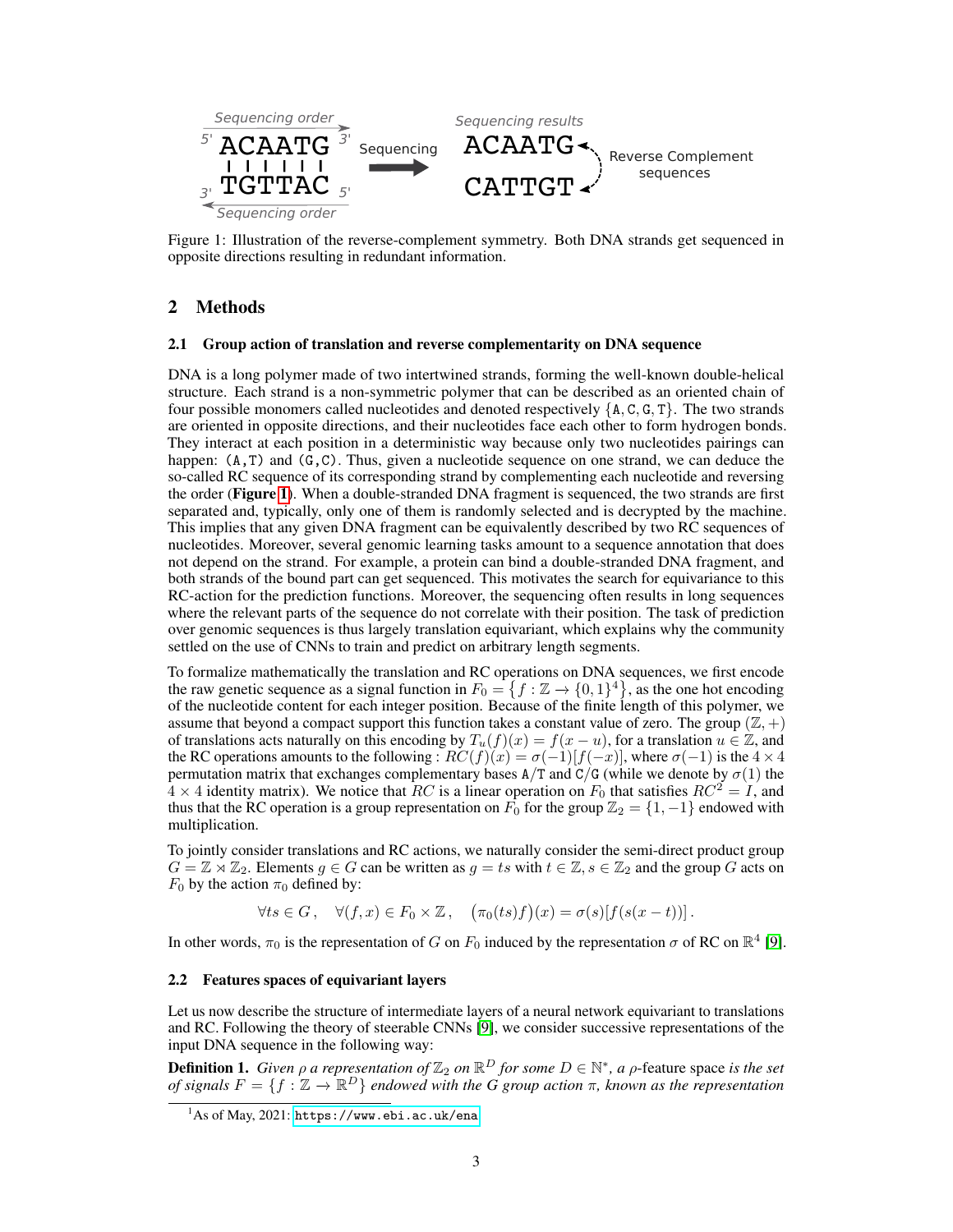Figure 1: Illustration of the reverse-complement symmetry. Both DNA strands get sequenced in opposite directions resulting in redundant information.

## 2 Methods

### 2.1 Group action of translation and reverse complementarity on DNA sequence

DNA is a long polymer made of two intertwined strands, forming the well-known double-helical structure. Each strand is a non-symmetric polymer that can be described as an oriented chain of four possible monomers called nucleotides and denoted respectively {A, C, G, T}. The two strands are oriented in opposite directions, and their nucleotides face each other to form hydrogen bonds. They interact at each position in a deterministic way because only two nucleotides pairings can happen: (A,T) and (G,C). Thus, given a nucleotide sequence on one strand, we can deduce the so-called RC sequence of its corresponding strand by complementing each nucleotide and reversing the order (**Figure 1**). When a double-stranded DNA fragment is sequenced, the two strands are first separated and, typically, only one of them is randomly selected and is decrypted by the machine. This implies that any given DNA fragment can be equivalently described by two RC sequences of nucleotides. Moreover, several genomic learning tasks amount to a sequence annotation that does not depend on the strand. For example, a protein can bind a double-stranded DNA fragment, and both strands of the bound part can get sequenced. This motivates the search for equivariance to this RC-action for the prediction functions. Moreover, the sequencing often results in long sequences where the relevant parts of the sequence do not correlate with their position. The task of prediction over genomic sequences is thus largely translation equivariant, which explains why the community settled on the use of CNNs to train and predict on arbitrary length segments.

To formalize mathematically the translation and RC operations on DNA sequences, we first encode the raw genetic sequence as a signal function in $F_0 = \{f : \mathbb{Z} \to \{0,1\}^4\}$, as the one hot encoding of the nucleotide content for each integer position. Because of the finite length of this polymer, we assume that beyond a compact support this function takes a constant value of zero. The group $(\mathbb{Z}, +)$ of translations acts naturally on this encoding by $T_u(f)(x) = f(x-u)$, for a translation $u \in \mathbb{Z}$, and the RC operations amounts to the following : $RC(f)(x) = \sigma(-1)[f(-x)]$, where $\sigma(-1)$ is the $4 \times 4$ permutation matrix that exchanges complementary bases A/T and C/G (while we denote by $\sigma(1)$ the $4 \times 4$ identity matrix). We notice that $RC$ is a linear operation on $F_0$ that satisfies $RC^2 = I$, and thus that the RC operation is a group representation on $F_0$ for the group $\mathbb{Z}_2 = \{1, -1\}$ endowed with multiplication.

To jointly consider translations and RC actions, we naturally consider the semi-direct product group $G = \mathbb{Z} \rtimes \mathbb{Z}_2$. Elements $g \in G$ can be written as $g = ts$ with $t \in \mathbb{Z}, s \in \mathbb{Z}_2$ and the group $G$ acts on $F_0$ by the action $\pi_0$ defined by:

$$\forall ts \in G\,, \quad \forall (f, x) \in F_0 \times \mathbb{Z}\,, \quad \big(\pi_0(ts)f\big)(x) = \sigma(s)[f(s(x-t))]\,.$$

In other words, $\pi_0$ is the representation of $G$ on $F_0$ induced by the representation $\sigma$ of RC on $\mathbb{R}^4$ [9].

### 2.2 Features spaces of equivariant layers

Let us now describe the structure of intermediate layers of a neural network equivariant to translations and RC. Following the theory of steerable CNNs [9], we consider successive representations of the input DNA sequence in the following way:

**Definition 1.** *Given $\rho$ a representation of $\mathbb{Z}_2$ on $\mathbb{R}^D$ for some $D \in \mathbb{N}^*$, a $\rho$-feature space is the set of signals $F = \{f : \mathbb{Z} \to \mathbb{R}^D\}$ endowed with the $G$ group action $\pi$, known as the representation*

[1] As of May, 2021: https://www.ebi.ac.uk/ena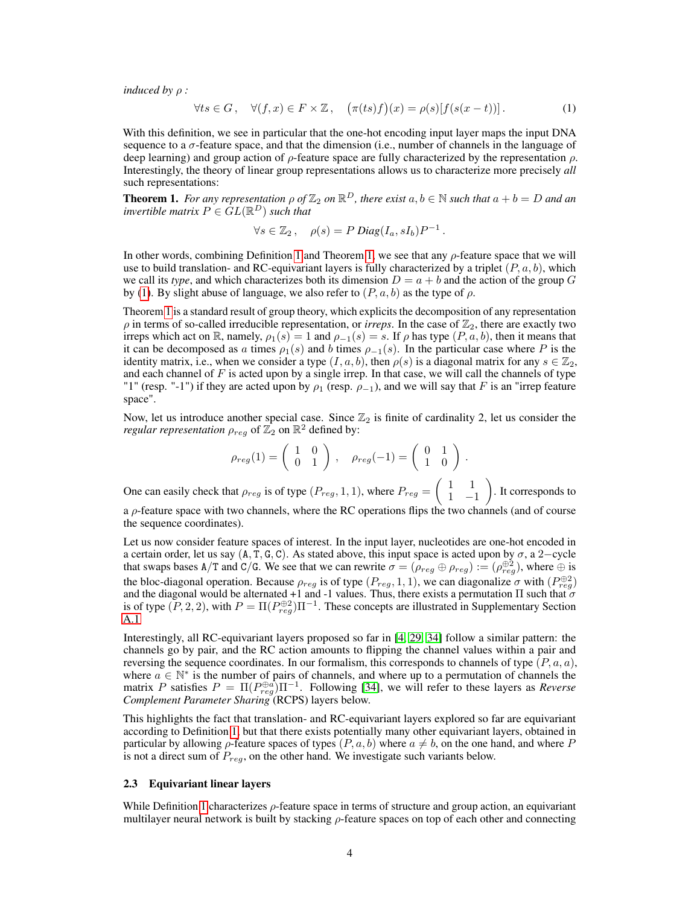*induced by* $\rho$ *:*

$$\forall ts \in G\,, \quad \forall (f, x) \in F \times \mathbb{Z}\,, \quad \big(\pi(ts)f\big)(x) = \rho(s)[f(s(x-t))]\,. \tag{1}$$

With this definition, we see in particular that the one-hot encoding input layer maps the input DNA sequence to a $\sigma$-feature space, and that the dimension (i.e., number of channels in the language of deep learning) and group action of $\rho$-feature space are fully characterized by the representation $\rho$. Interestingly, the theory of linear group representations allows us to characterize more precisely *all* such representations:

**Theorem 1.** *For any representation* $\rho$ *of* $\mathbb{Z}_2$ *on* $\mathbb{R}^D$*, there exist* $a, b \in \mathbb{N}$ *such that* $a + b = D$ *and an invertible matrix* $P \in GL(\mathbb{R}^D)$ *such that*

$$\forall s \in \mathbb{Z}_2\,, \quad \rho(s) = P\ Diag(I_a, sI_b)P^{-1}\,.$$

In other words, combining Definition 1 and Theorem 1, we see that any $\rho$-feature space that we will use to build translation- and RC-equivariant layers is fully characterized by a triplet $(P, a, b)$, which we call its *type*, and which characterizes both its dimension $D = a + b$ and the action of the group $G$ by (1). By slight abuse of language, we also refer to $(P, a, b)$ as the type of $\rho$.

Theorem 1 is a standard result of group theory, which explicits the decomposition of any representation $\rho$ in terms of so-called irreducible representation, or *irreps*. In the case of $\mathbb{Z}_2$, there are exactly two irreps which act on $\mathbb{R}$, namely, $\rho_1(s) = 1$ and $\rho_{-1}(s) = s$. If $\rho$ has type $(P, a, b)$, then it means that it can be decomposed as $a$ times $\rho_1(s)$ and $b$ times $\rho_{-1}(s)$. In the particular case where $P$ is the identity matrix, i.e., when we consider a type $(I, a, b)$, then $\rho(s)$ is a diagonal matrix for any $s \in \mathbb{Z}_2$, and each channel of $F$ is acted upon by a single irrep. In that case, we will call the channels of type "1" (resp. "-1") if they are acted upon by $\rho_1$ (resp. $\rho_{-1}$), and we will say that $F$ is an "irrep feature space".

Now, let us introduce another special case. Since $\mathbb{Z}_2$ is finite of cardinality 2, let us consider the *regular representation* $\rho_{reg}$ of $\mathbb{Z}_2$ on $\mathbb{R}^2$ defined by:

$$\rho_{reg}(1) = \begin{pmatrix} 1 & 0 \\ 0 & 1 \end{pmatrix}\,, \quad \rho_{reg}(-1) = \begin{pmatrix} 0 & 1 \\ 1 & 0 \end{pmatrix}\,.$$

One can easily check that $\rho_{reg}$ is of type $(P_{reg}, 1, 1)$, where $P_{reg} = \begin{pmatrix} 1 & 1 \\ 1 & -1 \end{pmatrix}$. It corresponds to a $\rho$-feature space with two channels, where the RC operations flips the two channels (and of course the sequence coordinates).

Let us now consider feature spaces of interest. In the input layer, nucleotides are one-hot encoded in a certain order, let us say (A, T, G, C). As stated above, this input space is acted upon by $\sigma$, a 2−cycle that swaps bases A/T and C/G. We see that we can rewrite $\sigma = (\rho_{reg} \oplus \rho_{reg}) := (\rho_{reg}^{\oplus 2})$, where $\oplus$ is the bloc-diagonal operation. Because $\rho_{reg}$ is of type $(P_{reg}, 1, 1)$, we can diagonalize $\sigma$ with $(P_{reg}^{\oplus 2})$ and the diagonal would be alternated +1 and -1 values. Thus, there exists a permutation $\Pi$ such that $\sigma$ is of type $(P, 2, 2)$, with $P = \Pi(P_{reg}^{\oplus 2})\Pi^{-1}$. These concepts are illustrated in Supplementary Section A.1.

Interestingly, all RC-equivariant layers proposed so far in [4, 29, 34] follow a similar pattern: the channels go by pair, and the RC action amounts to flipping the channel values within a pair and reversing the sequence coordinates. In our formalism, this corresponds to channels of type $(P, a, a)$, where $a \in \mathbb{N}^*$ is the number of pairs of channels, and where up to a permutation of channels the matrix $P$ satisfies $P = \Pi(P_{reg}^{\oplus a})\Pi^{-1}$. Following [34], we will refer to these layers as *Reverse Complement Parameter Sharing* (RCPS) layers below.

This highlights the fact that translation- and RC-equivariant layers explored so far are equivariant according to Definition 1, but that there exists potentially many other equivariant layers, obtained in particular by allowing $\rho$-feature spaces of types $(P, a, b)$ where $a \neq b$, on the one hand, and where $P$ is not a direct sum of $P_{reg}$, on the other hand. We investigate such variants below.

### 2.3 Equivariant linear layers

While Definition 1 characterizes $\rho$-feature space in terms of structure and group action, an equivariant multilayer neural network is built by stacking $\rho$-feature spaces on top of each other and connecting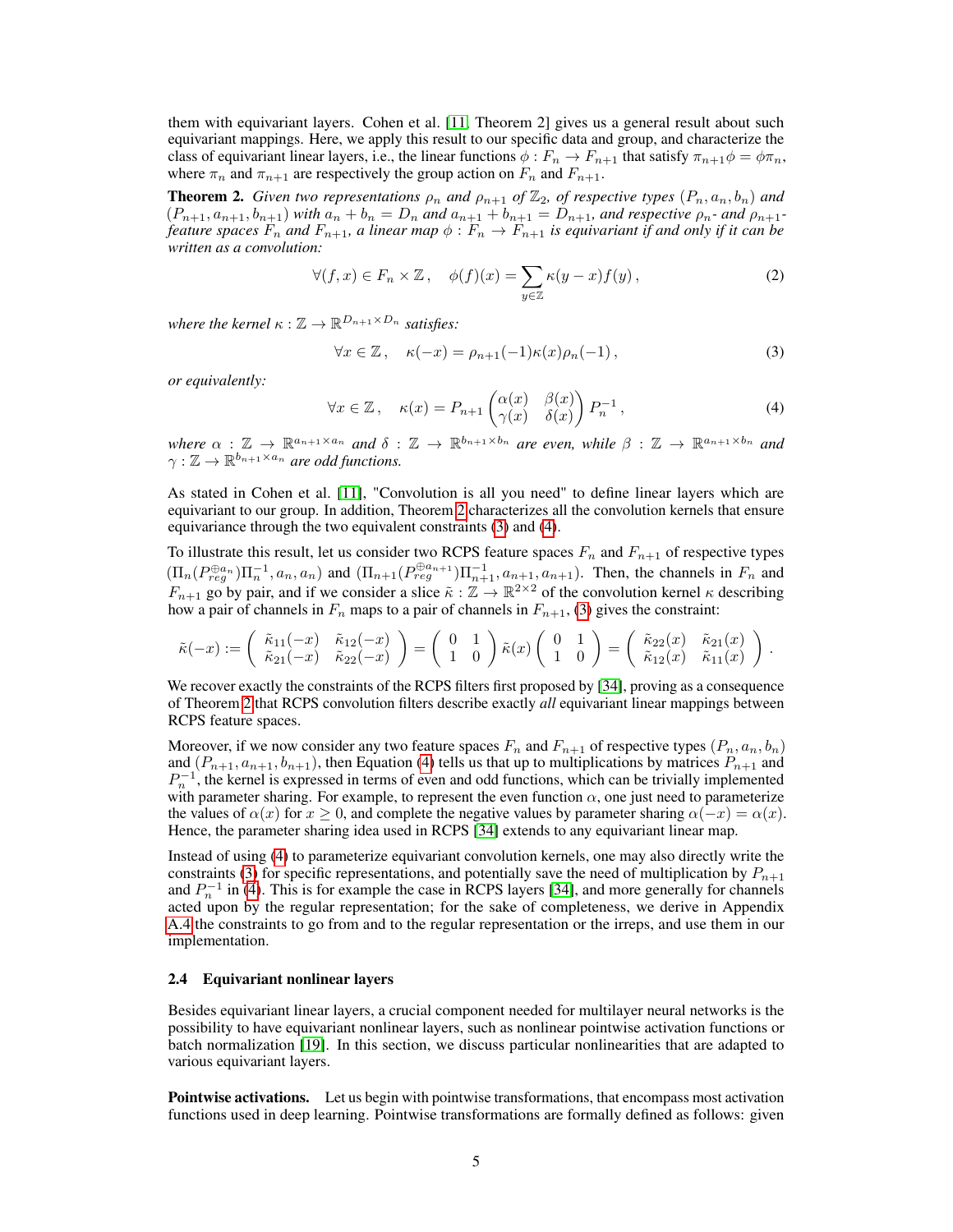them with equivariant layers. Cohen et al. [11, Theorem 2] gives us a general result about such equivariant mappings. Here, we apply this result to our specific data and group, and characterize the class of equivariant linear layers, i.e., the linear functions $\phi : F_n \to F_{n+1}$ that satisfy $\pi_{n+1}\phi = \phi\pi_n$, where $\pi_n$ and $\pi_{n+1}$ are respectively the group action on $F_n$ and $F_{n+1}$.

**Theorem 2.** *Given two representations $\rho_n$ and $\rho_{n+1}$ of $\mathbb{Z}_2$, of respective types $(P_n, a_n, b_n)$ and $(P_{n+1}, a_{n+1}, b_{n+1})$ with $a_n + b_n = D_n$ and $a_{n+1} + b_{n+1} = D_{n+1}$, and respective $\rho_n$- and $\rho_{n+1}$-feature spaces $F_n$ and $F_{n+1}$, a linear map $\phi : F_n \to F_{n+1}$ is equivariant if and only if it can be written as a convolution:*

$$\forall (f, x) \in F_n \times \mathbb{Z}, \quad \phi(f)(x) = \sum_{y \in \mathbb{Z}} \kappa(y - x) f(y), \tag{2}$$

*where the kernel $\kappa : \mathbb{Z} \to \mathbb{R}^{D_{n+1} \times D_n}$ satisfies:*

$$\forall x \in \mathbb{Z}, \quad \kappa(-x) = \rho_{n+1}(-1)\kappa(x)\rho_n(-1), \tag{3}$$

*or equivalently:*

$$\forall x \in \mathbb{Z}, \quad \kappa(x) = P_{n+1} \begin{pmatrix} \alpha(x) & \beta(x) \\ \gamma(x) & \delta(x) \end{pmatrix} P_n^{-1}, \tag{4}$$

*where $\alpha : \mathbb{Z} \to \mathbb{R}^{a_{n+1} \times a_n}$ and $\delta : \mathbb{Z} \to \mathbb{R}^{b_{n+1} \times b_n}$ are even, while $\beta : \mathbb{Z} \to \mathbb{R}^{a_{n+1} \times b_n}$ and $\gamma : \mathbb{Z} \to \mathbb{R}^{b_{n+1} \times a_n}$ are odd functions.*

As stated in Cohen et al. [11], "Convolution is all you need" to define linear layers which are equivariant to our group. In addition, Theorem 2 characterizes all the convolution kernels that ensure equivariance through the two equivalent constraints (3) and (4).

To illustrate this result, let us consider two RCPS feature spaces $F_n$ and $F_{n+1}$ of respective types $(\Pi_n(P_{reg}^{\oplus a_n})\Pi_n^{-1}, a_n, a_n)$ and $(\Pi_{n+1}(P_{reg}^{\oplus a_{n+1}})\Pi_{n+1}^{-1}, a_{n+1}, a_{n+1})$. Then, the channels in $F_n$ and $F_{n+1}$ go by pair, and if we consider a slice $\tilde{\kappa} : \mathbb{Z} \to \mathbb{R}^{2\times 2}$ of the convolution kernel $\kappa$ describing how a pair of channels in $F_n$ maps to a pair of channels in $F_{n+1}$, (3) gives the constraint:

$$\tilde{\kappa}(-x) := \begin{pmatrix} \tilde{\kappa}_{11}(-x) & \tilde{\kappa}_{12}(-x) \\ \tilde{\kappa}_{21}(-x) & \tilde{\kappa}_{22}(-x) \end{pmatrix} = \begin{pmatrix} 0 & 1 \\ 1 & 0 \end{pmatrix} \tilde{\kappa}(x) \begin{pmatrix} 0 & 1 \\ 1 & 0 \end{pmatrix} = \begin{pmatrix} \tilde{\kappa}_{22}(x) & \tilde{\kappa}_{21}(x) \\ \tilde{\kappa}_{12}(x) & \tilde{\kappa}_{11}(x) \end{pmatrix}.$$

We recover exactly the constraints of the RCPS filters first proposed by [34], proving as a consequence of Theorem 2 that RCPS convolution filters describe exactly *all* equivariant linear mappings between RCPS feature spaces.

Moreover, if we now consider any two feature spaces $F_n$ and $F_{n+1}$ of respective types $(P_n, a_n, b_n)$ and $(P_{n+1}, a_{n+1}, b_{n+1})$, then Equation (4) tells us that up to multiplications by matrices $P_{n+1}$ and $P_n^{-1}$, the kernel is expressed in terms of even and odd functions, which can be trivially implemented with parameter sharing. For example, to represent the even function $\alpha$, one just need to parameterize the values of $\alpha(x)$ for $x \geq 0$, and complete the negative values by parameter sharing $\alpha(-x) = \alpha(x)$. Hence, the parameter sharing idea used in RCPS [34] extends to any equivariant linear map.

Instead of using (4) to parameterize equivariant convolution kernels, one may also directly write the constraints (3) for specific representations, and potentially save the need of multiplication by $P_{n+1}$ and $P_n^{-1}$ in (4). This is for example the case in RCPS layers [34], and more generally for channels acted upon by the regular representation; for the sake of completeness, we derive in Appendix A.4 the constraints to go from and to the regular representation or the irreps, and use them in our implementation.

### 2.4 Equivariant nonlinear layers

Besides equivariant linear layers, a crucial component needed for multilayer neural networks is the possibility to have equivariant nonlinear layers, such as nonlinear pointwise activation functions or batch normalization [19]. In this section, we discuss particular nonlinearities that are adapted to various equivariant layers.

**Pointwise activations.** Let us begin with pointwise transformations, that encompass most activation functions used in deep learning. Pointwise transformations are formally defined as follows: given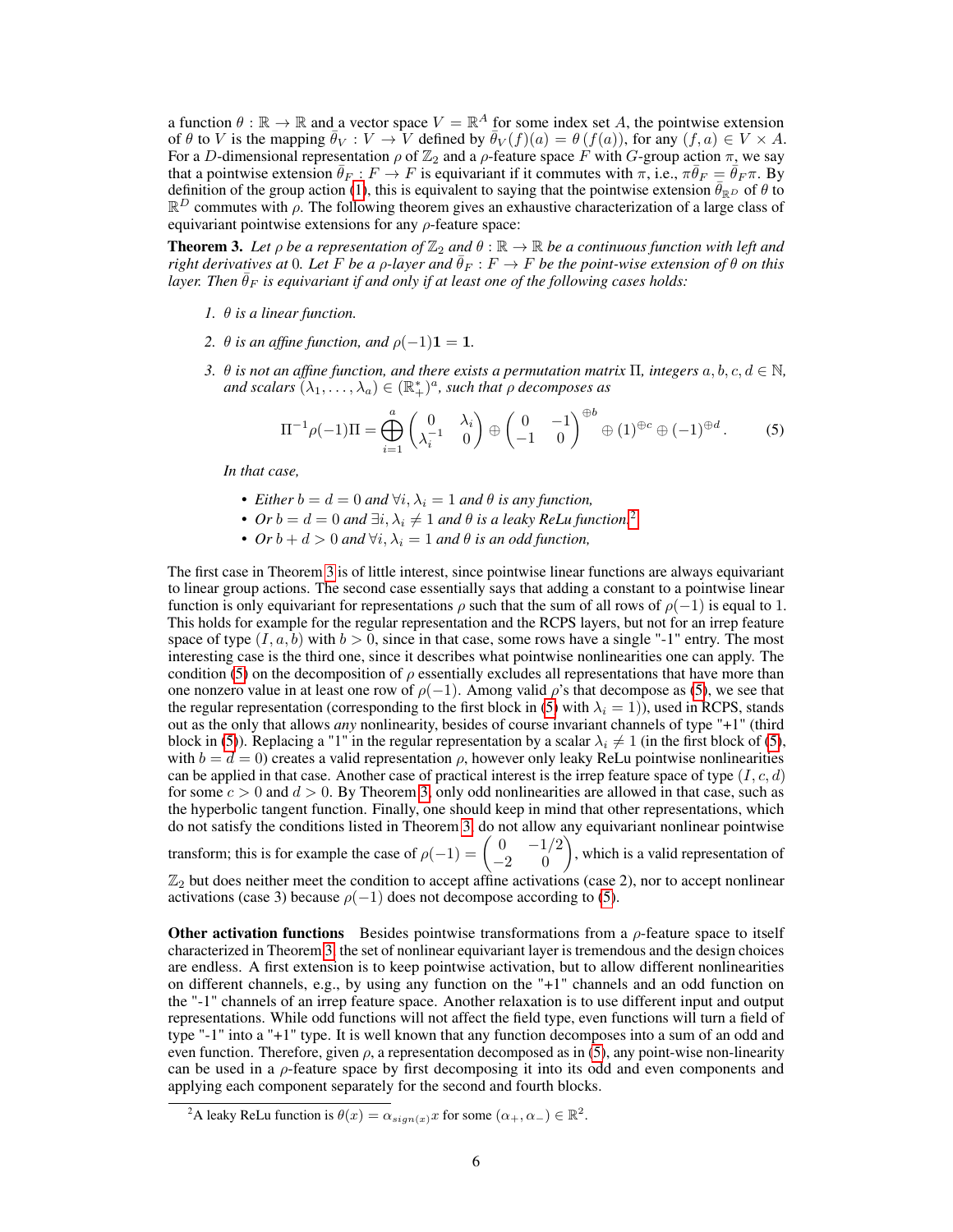a function $\theta : \mathbb{R} \to \mathbb{R}$ and a vector space $V = \mathbb{R}^A$ for some index set $A$, the pointwise extension of $\theta$ to $V$ is the mapping $\bar{\theta}_V : V \to V$ defined by $\bar{\theta}_V(f)(a) = \theta(f(a))$, for any $(f, a) \in V \times A$. For a $D$-dimensional representation $\rho$ of $\mathbb{Z}_2$ and a $\rho$-feature space $F$ with $G$-group action $\pi$, we say that a pointwise extension $\bar{\theta}_F : F \to F$ is equivariant if it commutes with $\pi$, i.e., $\pi\bar{\theta}_F = \bar{\theta}_F\pi$. By definition of the group action (1), this is equivalent to saying that the pointwise extension $\bar{\theta}_{\mathbb{R}^D}$ of $\theta$ to $\mathbb{R}^D$ commutes with $\rho$. The following theorem gives an exhaustive characterization of a large class of equivariant pointwise extensions for any $\rho$-feature space:

**Theorem 3.** *Let $\rho$ be a representation of $\mathbb{Z}_2$ and $\theta : \mathbb{R} \to \mathbb{R}$ be a continuous function with left and right derivatives at 0. Let $F$ be a $\rho$-layer and $\bar{\theta}_F : F \to F$ be the point-wise extension of $\theta$ on this layer. Then $\bar{\theta}_F$ is equivariant if and only if at least one of the following cases holds:*

1. *$\theta$ is a linear function.*
2. *$\theta$ is an affine function, and $\rho(-1)\mathbf{1} = \mathbf{1}$.*
3. *$\theta$ is not an affine function, and there exists a permutation matrix $\Pi$, integers $a, b, c, d \in \mathbb{N}$, and scalars $(\lambda_1, \dots, \lambda_a) \in (\mathbb{R}_+^*)^a$, such that $\rho$ decomposes as*

$$\Pi^{-1}\rho(-1)\Pi = \bigoplus_{i=1}^{a} \begin{pmatrix} 0 & \lambda_i \\ \lambda_i^{-1} & 0 \end{pmatrix} \oplus \begin{pmatrix} 0 & -1 \\ -1 & 0 \end{pmatrix}^{\oplus b} \oplus (1)^{\oplus c} \oplus (-1)^{\oplus d}. \tag{5}$$

   *In that case,*

   - *Either $b = d = 0$ and $\forall i, \lambda_i = 1$ and $\theta$ is any function,*
   - *Or $b = d = 0$ and $\exists i, \lambda_i \neq 1$ and $\theta$ is a leaky ReLu function.*[2]
   - *Or $b + d > 0$ and $\forall i, \lambda_i = 1$ and $\theta$ is an odd function,*

The first case in Theorem 3 is of little interest, since pointwise linear functions are always equivariant to linear group actions. The second case essentially says that adding a constant to a pointwise linear function is only equivariant for representations $\rho$ such that the sum of all rows of $\rho(-1)$ is equal to 1. This holds for example for the regular representation and the RCPS layers, but not for an irrep feature space of type $(I, a, b)$ with $b > 0$, since in that case, some rows have a single "-1" entry. The most interesting case is the third one, since it describes what pointwise nonlinearities one can apply. The condition (5) on the decomposition of $\rho$ essentially excludes all representations that have more than one nonzero value in at least one row of $\rho(-1)$. Among valid $\rho$'s that decompose as (5), we see that the regular representation (corresponding to the first block in (5) with $\lambda_i = 1$)), used in RCPS, stands out as the only that allows *any* nonlinearity, besides of course invariant channels of type "+1" (third block in (5)). Replacing a "1" in the regular representation by a scalar $\lambda_i \neq 1$ (in the first block of (5), with $b = d = 0$) creates a valid representation $\rho$, however only leaky ReLu pointwise nonlinearities can be applied in that case. Another case of practical interest is the irrep feature space of type $(I, c, d)$ for some $c > 0$ and $d > 0$. By Theorem 3, only odd nonlinearities are allowed in that case, such as the hyperbolic tangent function. Finally, one should keep in mind that other representations, which do not satisfy the conditions listed in Theorem 3, do not allow any equivariant nonlinear pointwise transform; this is for example the case of $\rho(-1) = \begin{pmatrix} 0 & -1/2 \\ -2 & 0 \end{pmatrix}$, which is a valid representation of $\mathbb{Z}_2$ but does neither meet the condition to accept affine activations (case 2), nor to accept nonlinear activations (case 3) because $\rho(-1)$ does not decompose according to (5).

**Other activation functions** Besides pointwise transformations from a $\rho$-feature space to itself characterized in Theorem 3, the set of nonlinear equivariant layer is tremendous and the design choices are endless. A first extension is to keep pointwise activation, but to allow different nonlinearities on different channels, e.g., by using any function on the "+1" channels and an odd function on the "-1" channels of an irrep feature space. Another relaxation is to use different input and output representations. While odd functions will not affect the field type, even functions will turn a field of type "-1" into a "+1" type. It is well known that any function decomposes into a sum of an odd and even function. Therefore, given $\rho$, a representation decomposed as in (5), any point-wise non-linearity can be used in a $\rho$-feature space by first decomposing it into its odd and even components and applying each component separately for the second and fourth blocks.

[2] A leaky ReLu function is $\theta(x) = \alpha_{sign(x)}x$ for some $(\alpha_+, \alpha_-) \in \mathbb{R}^2$.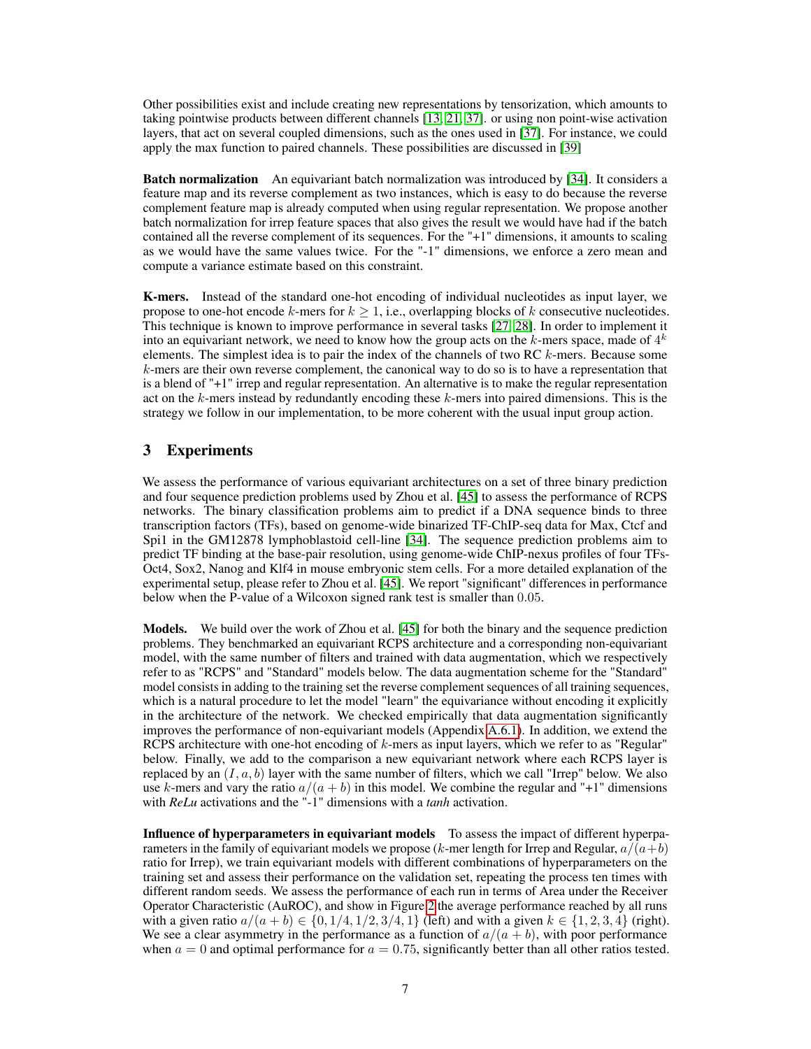Other possibilities exist and include creating new representations by tensorization, which amounts to taking pointwise products between different channels [13, 21, 37]. or using non point-wise activation layers, that act on several coupled dimensions, such as the ones used in [37]. For instance, we could apply the max function to paired channels. These possibilities are discussed in [39]

**Batch normalization** An equivariant batch normalization was introduced by [34]. It considers a feature map and its reverse complement as two instances, which is easy to do because the reverse complement feature map is already computed when using regular representation. We propose another batch normalization for irrep feature spaces that also gives the result we would have had if the batch contained all the reverse complement of its sequences. For the "+1" dimensions, it amounts to scaling as we would have the same values twice. For the "-1" dimensions, we enforce a zero mean and compute a variance estimate based on this constraint.

**K-mers.** Instead of the standard one-hot encoding of individual nucleotides as input layer, we propose to one-hot encode $k$-mers for $k \geq 1$, i.e., overlapping blocks of $k$ consecutive nucleotides. This technique is known to improve performance in several tasks [27, 28]. In order to implement it into an equivariant network, we need to know how the group acts on the $k$-mers space, made of $4^k$ elements. The simplest idea is to pair the index of the channels of two RC $k$-mers. Because some $k$-mers are their own reverse complement, the canonical way to do so is to have a representation that is a blend of "+1" irrep and regular representation. An alternative is to make the regular representation act on the $k$-mers instead by redundantly encoding these $k$-mers into paired dimensions. This is the strategy we follow in our implementation, to be more coherent with the usual input group action.

## 3 Experiments

We assess the performance of various equivariant architectures on a set of three binary prediction and four sequence prediction problems used by Zhou et al. [45] to assess the performance of RCPS networks. The binary classification problems aim to predict if a DNA sequence binds to three transcription factors (TFs), based on genome-wide binarized TF-ChIP-seq data for Max, Ctcf and Spi1 in the GM12878 lymphoblastoid cell-line [34]. The sequence prediction problems aim to predict TF binding at the base-pair resolution, using genome-wide ChIP-nexus profiles of four TFs-Oct4, Sox2, Nanog and Klf4 in mouse embryonic stem cells. For a more detailed explanation of the experimental setup, please refer to Zhou et al. [45]. We report "significant" differences in performance below when the P-value of a Wilcoxon signed rank test is smaller than $0.05$.

**Models.** We build over the work of Zhou et al. [45] for both the binary and the sequence prediction problems. They benchmarked an equivariant RCPS architecture and a corresponding non-equivariant model, with the same number of filters and trained with data augmentation, which we respectively refer to as "RCPS" and "Standard" models below. The data augmentation scheme for the "Standard" model consists in adding to the training set the reverse complement sequences of all training sequences, which is a natural procedure to let the model "learn" the equivariance without encoding it explicitly in the architecture of the network. We checked empirically that data augmentation significantly improves the performance of non-equivariant models (Appendix A.6.1). In addition, we extend the RCPS architecture with one-hot encoding of $k$-mers as input layers, which we refer to as "Regular" below. Finally, we add to the comparison a new equivariant network where each RCPS layer is replaced by an $(I, a, b)$ layer with the same number of filters, which we call "Irrep" below. We also use $k$-mers and vary the ratio $a/(a + b)$ in this model. We combine the regular and "+1" dimensions with ***ReLu*** activations and the "-1" dimensions with a ***tanh*** activation.

**Influence of hyperparameters in equivariant models** To assess the impact of different hyperparameters in the family of equivariant models we propose ($k$-mer length for Irrep and Regular, $a/(a+b)$ ratio for Irrep), we train equivariant models with different combinations of hyperparameters on the training set and assess their performance on the validation set, repeating the process ten times with different random seeds. We assess the performance of each run in terms of Area under the Receiver Operator Characteristic (AuROC), and show in Figure 2 the average performance reached by all runs with a given ratio $a/(a + b) \in \{0, 1/4, 1/2, 3/4, 1\}$ (left) and with a given $k \in \{1, 2, 3, 4\}$ (right). We see a clear asymmetry in the performance as a function of $a/(a + b)$, with poor performance when $a = 0$ and optimal performance for $a = 0.75$, significantly better than all other ratios tested.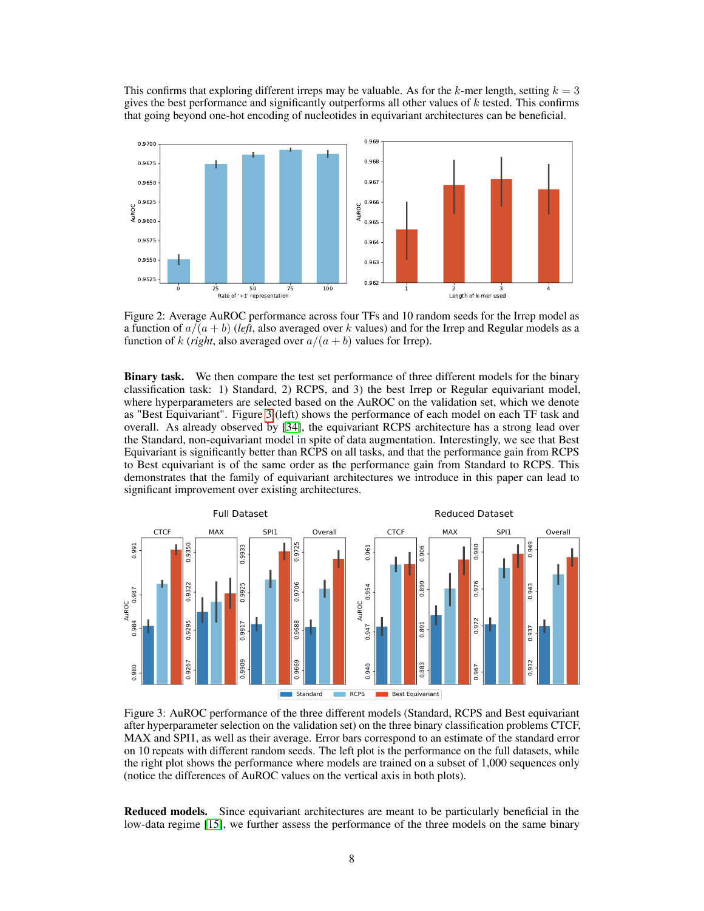This confirms that exploring different irreps may be valuable. As for the $k$-mer length, setting $k = 3$ gives the best performance and significantly outperforms all other values of $k$ tested. This confirms that going beyond one-hot encoding of nucleotides in equivariant architectures can be beneficial.

Figure 2: Average AuROC performance across four TFs and 10 random seeds for the Irrep model as a function of $a/(a + b)$ (*left*, also averaged over $k$ values) and for the Irrep and Regular models as a function of $k$ (*right*, also averaged over $a/(a + b)$ values for Irrep).

**Binary task.** We then compare the test set performance of three different models for the binary classification task: 1) Standard, 2) RCPS, and 3) the best Irrep or Regular equivariant model, where hyperparameters are selected based on the AuROC on the validation set, which we denote as "Best Equivariant". Figure 3 (left) shows the performance of each model on each TF task and overall. As already observed by [34], the equivariant RCPS architecture has a strong lead over the Standard, non-equivariant model in spite of data augmentation. Interestingly, we see that Best Equivariant is significantly better than RCPS on all tasks, and that the performance gain from RCPS to Best equivariant is of the same order as the performance gain from Standard to RCPS. This demonstrates that the family of equivariant architectures we introduce in this paper can lead to significant improvement over existing architectures.

Figure 3: AuROC performance of the three different models (Standard, RCPS and Best equivariant after hyperparameter selection on the validation set) on the three binary classification problems CTCF, MAX and SPI1, as well as their average. Error bars correspond to an estimate of the standard error on 10 repeats with different random seeds. The left plot is the performance on the full datasets, while the right plot shows the performance where models are trained on a subset of 1,000 sequences only (notice the differences of AuROC values on the vertical axis in both plots).

**Reduced models.** Since equivariant architectures are meant to be particularly beneficial in the low-data regime [15], we further assess the performance of the three models on the same binary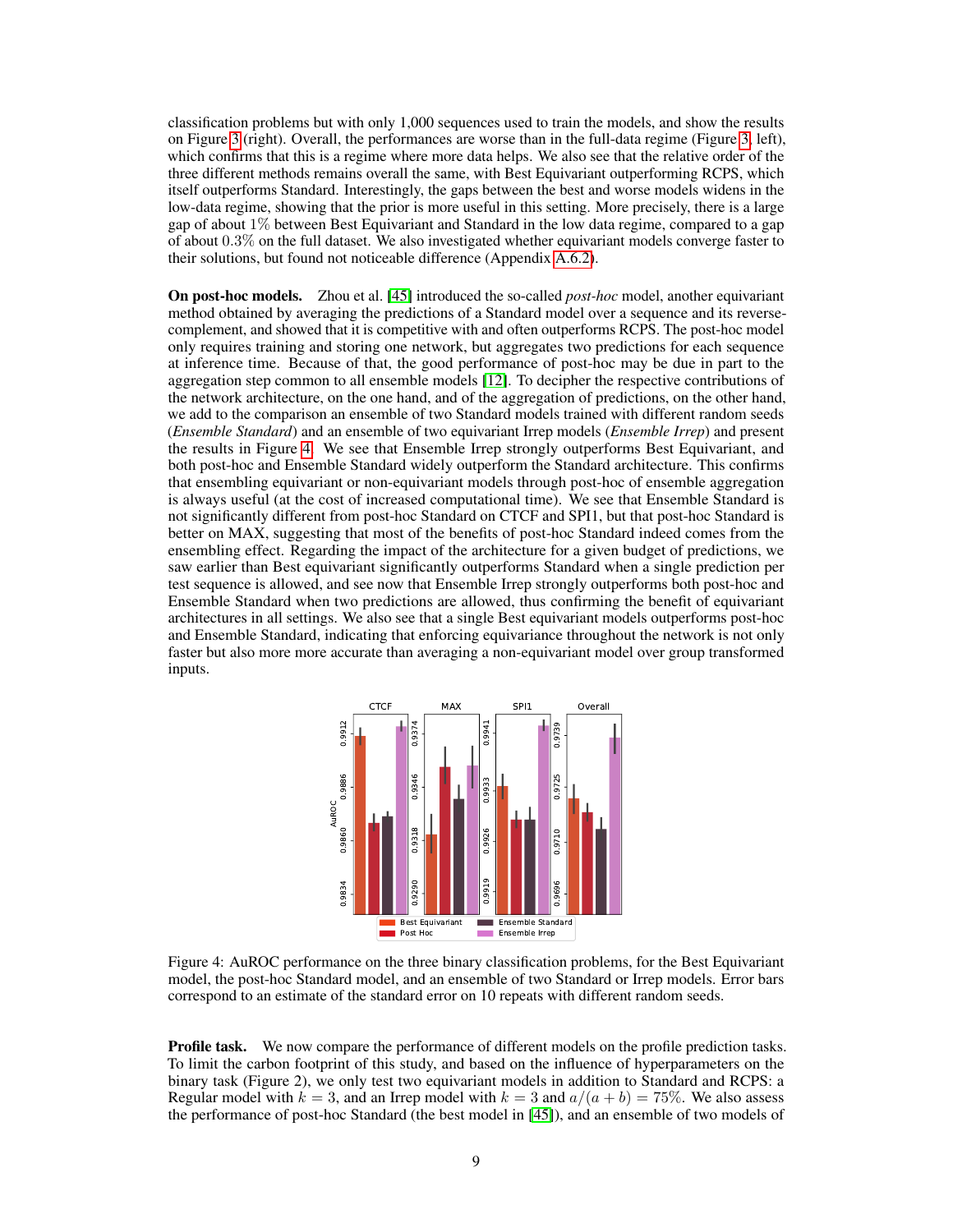classification problems but with only 1,000 sequences used to train the models, and show the results on Figure 3 (right). Overall, the performances are worse than in the full-data regime (Figure 3, left), which confirms that this is a regime where more data helps. We also see that the relative order of the three different methods remains overall the same, with Best Equivariant outperforming RCPS, which itself outperforms Standard. Interestingly, the gaps between the best and worse models widens in the low-data regime, showing that the prior is more useful in this setting. More precisely, there is a large gap of about 1% between Best Equivariant and Standard in the low data regime, compared to a gap of about 0.3% on the full dataset. We also investigated whether equivariant models converge faster to their solutions, but found not noticeable difference (Appendix A.6.2).

**On post-hoc models.** Zhou et al. [45] introduced the so-called *post-hoc* model, another equivariant method obtained by averaging the predictions of a Standard model over a sequence and its reverse-complement, and showed that it is competitive with and often outperforms RCPS. The post-hoc model only requires training and storing one network, but aggregates two predictions for each sequence at inference time. Because of that, the good performance of post-hoc may be due in part to the aggregation step common to all ensemble models [12]. To decipher the respective contributions of the network architecture, on the one hand, and of the aggregation of predictions, on the other hand, we add to the comparison an ensemble of two Standard models trained with different random seeds (*Ensemble Standard*) and an ensemble of two equivariant Irrep models (*Ensemble Irrep*) and present the results in Figure 4. We see that Ensemble Irrep strongly outperforms Best Equivariant, and both post-hoc and Ensemble Standard widely outperform the Standard architecture. This confirms that ensembling equivariant or non-equivariant models through post-hoc of ensemble aggregation is always useful (at the cost of increased computational time). We see that Ensemble Standard is not significantly different from post-hoc Standard on CTCF and SPI1, but that post-hoc Standard is better on MAX, suggesting that most of the benefits of post-hoc Standard indeed comes from the ensembling effect. Regarding the impact of the architecture for a given budget of predictions, we saw earlier than Best equivariant significantly outperforms Standard when a single prediction per test sequence is allowed, and see now that Ensemble Irrep strongly outperforms both post-hoc and Ensemble Standard when two predictions are allowed, thus confirming the benefit of equivariant architectures in all settings. We also see that a single Best equivariant models outperforms post-hoc and Ensemble Standard, indicating that enforcing equivariance throughout the network is not only faster but also more more accurate than averaging a non-equivariant model over group transformed inputs.

Figure 4: AuROC performance on the three binary classification problems, for the Best Equivariant model, the post-hoc Standard model, and an ensemble of two Standard or Irrep models. Error bars correspond to an estimate of the standard error on 10 repeats with different random seeds.

**Profile task.** We now compare the performance of different models on the profile prediction tasks. To limit the carbon footprint of this study, and based on the influence of hyperparameters on the binary task (Figure 2), we only test two equivariant models in addition to Standard and RCPS: a Regular model with $k = 3$, and an Irrep model with $k = 3$ and $a/(a + b) = 75\%$. We also assess the performance of post-hoc Standard (the best model in [45]), and an ensemble of two models of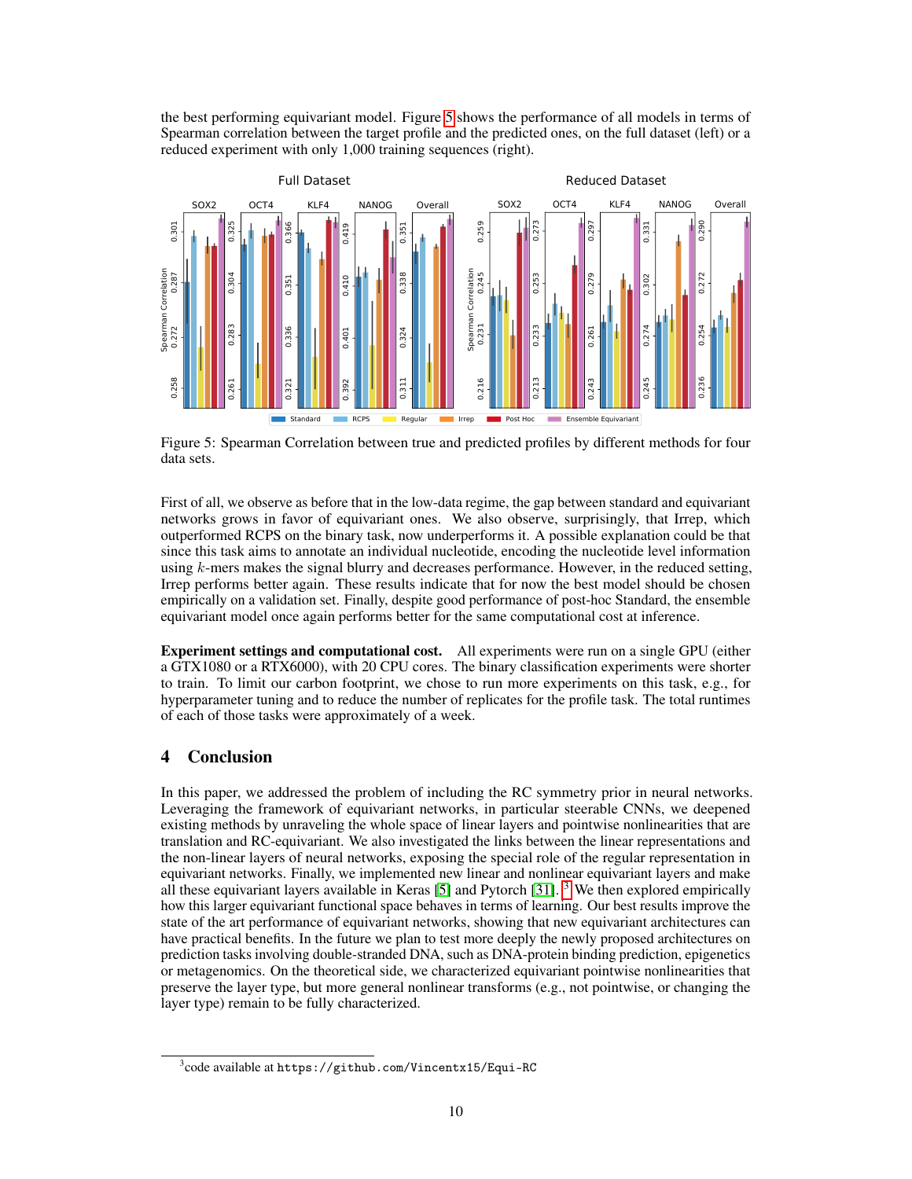the best performing equivariant model. Figure 5 shows the performance of all models in terms of Spearman correlation between the target profile and the predicted ones, on the full dataset (left) or a reduced experiment with only 1,000 training sequences (right).

Figure 5: Spearman Correlation between true and predicted profiles by different methods for four data sets.

First of all, we observe as before that in the low-data regime, the gap between standard and equivariant networks grows in favor of equivariant ones. We also observe, surprisingly, that Irrep, which outperformed RCPS on the binary task, now underperforms it. A possible explanation could be that since this task aims to annotate an individual nucleotide, encoding the nucleotide level information using $k$-mers makes the signal blurry and decreases performance. However, in the reduced setting, Irrep performs better again. These results indicate that for now the best model should be chosen empirically on a validation set. Finally, despite good performance of post-hoc Standard, the ensemble equivariant model once again performs better for the same computational cost at inference.

**Experiment settings and computational cost.** All experiments were run on a single GPU (either a GTX1080 or a RTX6000), with 20 CPU cores. The binary classification experiments were shorter to train. To limit our carbon footprint, we chose to run more experiments on this task, e.g., for hyperparameter tuning and to reduce the number of replicates for the profile task. The total runtimes of each of those tasks were approximately of a week.

## 4 Conclusion

In this paper, we addressed the problem of including the RC symmetry prior in neural networks. Leveraging the framework of equivariant networks, in particular steerable CNNs, we deepened existing methods by unraveling the whole space of linear layers and pointwise nonlinearities that are translation and RC-equivariant. We also investigated the links between the linear representations and the non-linear layers of neural networks, exposing the special role of the regular representation in equivariant networks. Finally, we implemented new linear and nonlinear equivariant layers and make all these equivariant layers available in Keras [5] and Pytorch [31]. [3] We then explored empirically how this larger equivariant functional space behaves in terms of learning. Our best results improve the state of the art performance of equivariant networks, showing that new equivariant architectures can have practical benefits. In the future we plan to test more deeply the newly proposed architectures on prediction tasks involving double-stranded DNA, such as DNA-protein binding prediction, epigenetics or metagenomics. On the theoretical side, we characterized equivariant pointwise nonlinearities that preserve the layer type, but more general nonlinear transforms (e.g., not pointwise, or changing the layer type) remain to be fully characterized.

[3] code available at https://github.com/Vincentx15/Equi-RC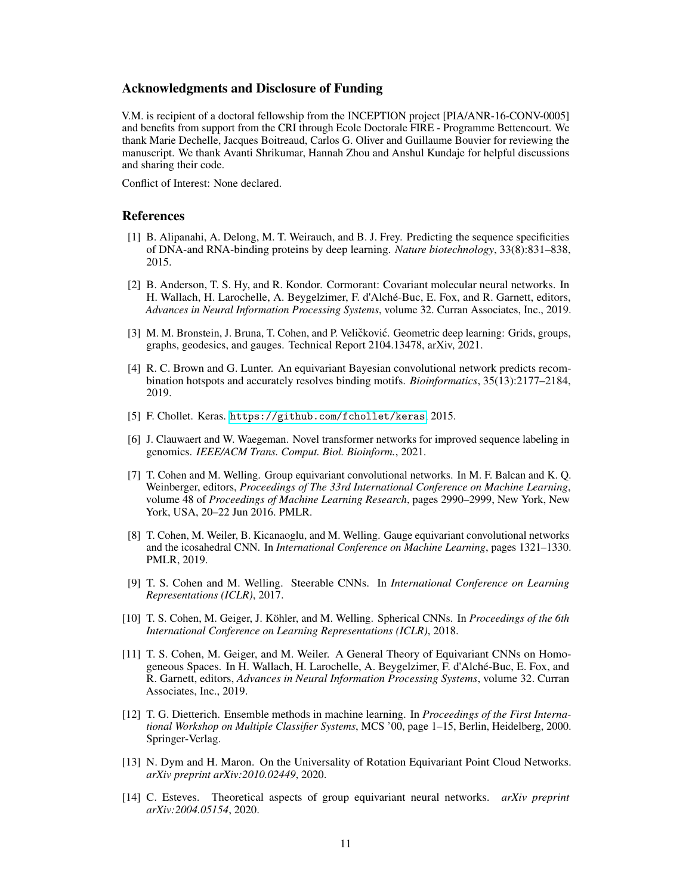## Acknowledgments and Disclosure of Funding

V.M. is recipient of a doctoral fellowship from the INCEPTION project [PIA/ANR-16-CONV-0005] and benefits from support from the CRI through Ecole Doctorale FIRE - Programme Bettencourt. We thank Marie Dechelle, Jacques Boitreaud, Carlos G. Oliver and Guillaume Bouvier for reviewing the manuscript. We thank Avanti Shrikumar, Hannah Zhou and Anshul Kundaje for helpful discussions and sharing their code.

Conflict of Interest: None declared.

## References

[1] B. Alipanahi, A. Delong, M. T. Weirauch, and B. J. Frey. Predicting the sequence specificities of DNA-and RNA-binding proteins by deep learning. *Nature biotechnology*, 33(8):831–838, 2015.

[2] B. Anderson, T. S. Hy, and R. Kondor. Cormorant: Covariant molecular neural networks. In H. Wallach, H. Larochelle, A. Beygelzimer, F. d'Alché-Buc, E. Fox, and R. Garnett, editors, *Advances in Neural Information Processing Systems*, volume 32. Curran Associates, Inc., 2019.

[3] M. M. Bronstein, J. Bruna, T. Cohen, and P. Veličković. Geometric deep learning: Grids, groups, graphs, geodesics, and gauges. Technical Report 2104.13478, arXiv, 2021.

[4] R. C. Brown and G. Lunter. An equivariant Bayesian convolutional network predicts recombination hotspots and accurately resolves binding motifs. *Bioinformatics*, 35(13):2177–2184, 2019.

[5] F. Chollet. Keras. https://github.com/fchollet/keras, 2015.

[6] J. Clauwaert and W. Waegeman. Novel transformer networks for improved sequence labeling in genomics. *IEEE/ACM Trans. Comput. Biol. Bioinform.*, 2021.

[7] T. Cohen and M. Welling. Group equivariant convolutional networks. In M. F. Balcan and K. Q. Weinberger, editors, *Proceedings of The 33rd International Conference on Machine Learning*, volume 48 of *Proceedings of Machine Learning Research*, pages 2990–2999, New York, New York, USA, 20–22 Jun 2016. PMLR.

[8] T. Cohen, M. Weiler, B. Kicanaoglu, and M. Welling. Gauge equivariant convolutional networks and the icosahedral CNN. In *International Conference on Machine Learning*, pages 1321–1330. PMLR, 2019.

[9] T. S. Cohen and M. Welling. Steerable CNNs. In *International Conference on Learning Representations (ICLR)*, 2017.

[10] T. S. Cohen, M. Geiger, J. Köhler, and M. Welling. Spherical CNNs. In *Proceedings of the 6th International Conference on Learning Representations (ICLR)*, 2018.

[11] T. S. Cohen, M. Geiger, and M. Weiler. A General Theory of Equivariant CNNs on Homogeneous Spaces. In H. Wallach, H. Larochelle, A. Beygelzimer, F. d'Alché-Buc, E. Fox, and R. Garnett, editors, *Advances in Neural Information Processing Systems*, volume 32. Curran Associates, Inc., 2019.

[12] T. G. Dietterich. Ensemble methods in machine learning. In *Proceedings of the First International Workshop on Multiple Classifier Systems*, MCS '00, page 1–15, Berlin, Heidelberg, 2000. Springer-Verlag.

[13] N. Dym and H. Maron. On the Universality of Rotation Equivariant Point Cloud Networks. *arXiv preprint arXiv:2010.02449*, 2020.

[14] C. Esteves. Theoretical aspects of group equivariant neural networks. *arXiv preprint arXiv:2004.05154*, 2020.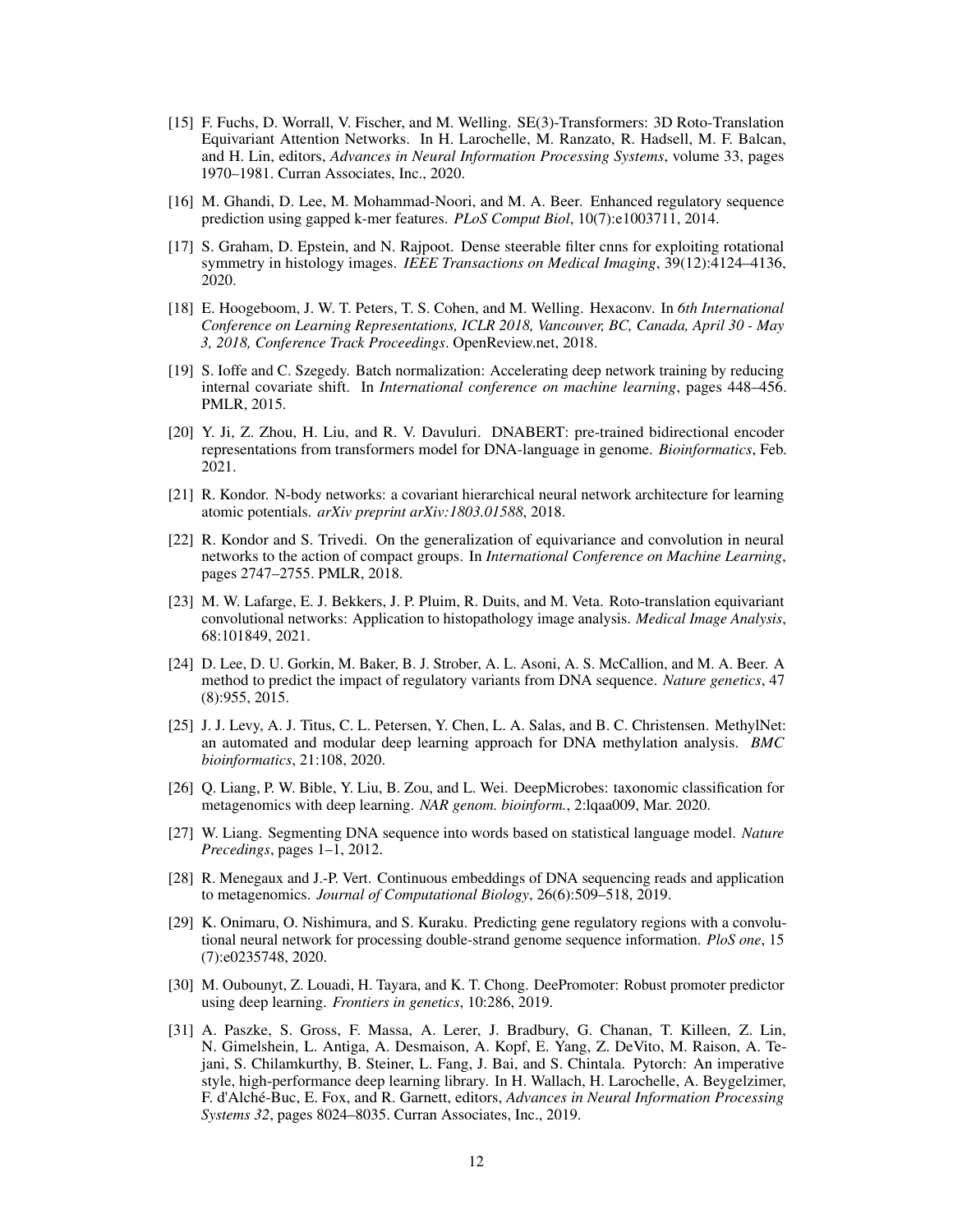[15] F. Fuchs, D. Worrall, V. Fischer, and M. Welling. SE(3)-Transformers: 3D Roto-Translation Equivariant Attention Networks. In H. Larochelle, M. Ranzato, R. Hadsell, M. F. Balcan, and H. Lin, editors, *Advances in Neural Information Processing Systems*, volume 33, pages 1970–1981. Curran Associates, Inc., 2020.

[16] M. Ghandi, D. Lee, M. Mohammad-Noori, and M. A. Beer. Enhanced regulatory sequence prediction using gapped k-mer features. *PLoS Comput Biol*, 10(7):e1003711, 2014.

[17] S. Graham, D. Epstein, and N. Rajpoot. Dense steerable filter cnns for exploiting rotational symmetry in histology images. *IEEE Transactions on Medical Imaging*, 39(12):4124–4136, 2020.

[18] E. Hoogeboom, J. W. T. Peters, T. S. Cohen, and M. Welling. Hexaconv. In *6th International Conference on Learning Representations, ICLR 2018, Vancouver, BC, Canada, April 30 - May 3, 2018, Conference Track Proceedings*. OpenReview.net, 2018.

[19] S. Ioffe and C. Szegedy. Batch normalization: Accelerating deep network training by reducing internal covariate shift. In *International conference on machine learning*, pages 448–456. PMLR, 2015.

[20] Y. Ji, Z. Zhou, H. Liu, and R. V. Davuluri. DNABERT: pre-trained bidirectional encoder representations from transformers model for DNA-language in genome. *Bioinformatics*, Feb. 2021.

[21] R. Kondor. N-body networks: a covariant hierarchical neural network architecture for learning atomic potentials. *arXiv preprint arXiv:1803.01588*, 2018.

[22] R. Kondor and S. Trivedi. On the generalization of equivariance and convolution in neural networks to the action of compact groups. In *International Conference on Machine Learning*, pages 2747–2755. PMLR, 2018.

[23] M. W. Lafarge, E. J. Bekkers, J. P. Pluim, R. Duits, and M. Veta. Roto-translation equivariant convolutional networks: Application to histopathology image analysis. *Medical Image Analysis*, 68:101849, 2021.

[24] D. Lee, D. U. Gorkin, M. Baker, B. J. Strober, A. L. Asoni, A. S. McCallion, and M. A. Beer. A method to predict the impact of regulatory variants from DNA sequence. *Nature genetics*, 47 (8):955, 2015.

[25] J. J. Levy, A. J. Titus, C. L. Petersen, Y. Chen, L. A. Salas, and B. C. Christensen. MethylNet: an automated and modular deep learning approach for DNA methylation analysis. *BMC bioinformatics*, 21:108, 2020.

[26] Q. Liang, P. W. Bible, Y. Liu, B. Zou, and L. Wei. DeepMicrobes: taxonomic classification for metagenomics with deep learning. *NAR genom. bioinform.*, 2:lqaa009, Mar. 2020.

[27] W. Liang. Segmenting DNA sequence into words based on statistical language model. *Nature Precedings*, pages 1–1, 2012.

[28] R. Menegaux and J.-P. Vert. Continuous embeddings of DNA sequencing reads and application to metagenomics. *Journal of Computational Biology*, 26(6):509–518, 2019.

[29] K. Onimaru, O. Nishimura, and S. Kuraku. Predicting gene regulatory regions with a convolutional neural network for processing double-strand genome sequence information. *PloS one*, 15 (7):e0235748, 2020.

[30] M. Oubounyt, Z. Louadi, H. Tayara, and K. T. Chong. DeePromoter: Robust promoter predictor using deep learning. *Frontiers in genetics*, 10:286, 2019.

[31] A. Paszke, S. Gross, F. Massa, A. Lerer, J. Bradbury, G. Chanan, T. Killeen, Z. Lin, N. Gimelshein, L. Antiga, A. Desmaison, A. Kopf, E. Yang, Z. DeVito, M. Raison, A. Tejani, S. Chilamkurthy, B. Steiner, L. Fang, J. Bai, and S. Chintala. Pytorch: An imperative style, high-performance deep learning library. In H. Wallach, H. Larochelle, A. Beygelzimer, F. d'Alché-Buc, E. Fox, and R. Garnett, editors, *Advances in Neural Information Processing Systems 32*, pages 8024–8035. Curran Associates, Inc., 2019.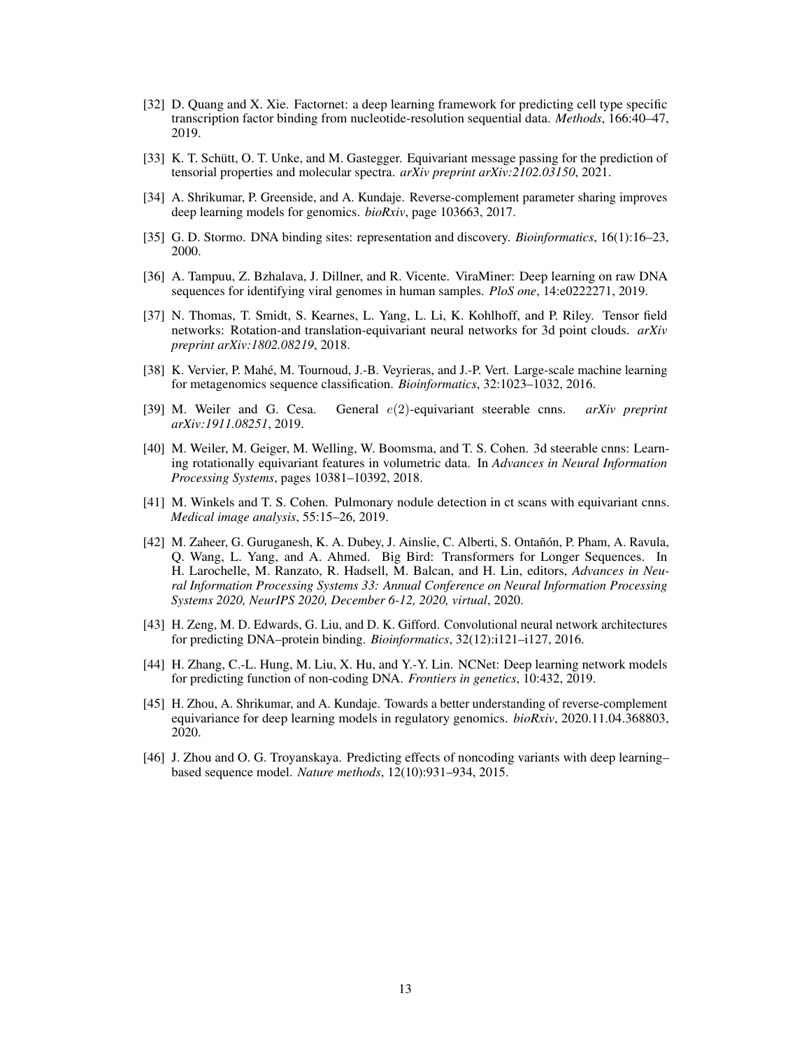[32] D. Quang and X. Xie. Factornet: a deep learning framework for predicting cell type specific transcription factor binding from nucleotide-resolution sequential data. *Methods*, 166:40–47, 2019.

[33] K. T. Schütt, O. T. Unke, and M. Gastegger. Equivariant message passing for the prediction of tensorial properties and molecular spectra. *arXiv preprint arXiv:2102.03150*, 2021.

[34] A. Shrikumar, P. Greenside, and A. Kundaje. Reverse-complement parameter sharing improves deep learning models for genomics. *bioRxiv*, page 103663, 2017.

[35] G. D. Stormo. DNA binding sites: representation and discovery. *Bioinformatics*, 16(1):16–23, 2000.

[36] A. Tampuu, Z. Bzhalava, J. Dillner, and R. Vicente. ViraMiner: Deep learning on raw DNA sequences for identifying viral genomes in human samples. *PloS one*, 14:e0222271, 2019.

[37] N. Thomas, T. Smidt, S. Kearnes, L. Yang, L. Li, K. Kohlhoff, and P. Riley. Tensor field networks: Rotation-and translation-equivariant neural networks for 3d point clouds. *arXiv preprint arXiv:1802.08219*, 2018.

[38] K. Vervier, P. Mahé, M. Tournoud, J.-B. Veyrieras, and J.-P. Vert. Large-scale machine learning for metagenomics sequence classification. *Bioinformatics*, 32:1023–1032, 2016.

[39] M. Weiler and G. Cesa. General $e(2)$-equivariant steerable cnns. *arXiv preprint arXiv:1911.08251*, 2019.

[40] M. Weiler, M. Geiger, M. Welling, W. Boomsma, and T. S. Cohen. 3d steerable cnns: Learning rotationally equivariant features in volumetric data. In *Advances in Neural Information Processing Systems*, pages 10381–10392, 2018.

[41] M. Winkels and T. S. Cohen. Pulmonary nodule detection in ct scans with equivariant cnns. *Medical image analysis*, 55:15–26, 2019.

[42] M. Zaheer, G. Guruganesh, K. A. Dubey, J. Ainslie, C. Alberti, S. Ontañón, P. Pham, A. Ravula, Q. Wang, L. Yang, and A. Ahmed. Big Bird: Transformers for Longer Sequences. In H. Larochelle, M. Ranzato, R. Hadsell, M. Balcan, and H. Lin, editors, *Advances in Neural Information Processing Systems 33: Annual Conference on Neural Information Processing Systems 2020, NeurIPS 2020, December 6-12, 2020, virtual*, 2020.

[43] H. Zeng, M. D. Edwards, G. Liu, and D. K. Gifford. Convolutional neural network architectures for predicting DNA–protein binding. *Bioinformatics*, 32(12):i121–i127, 2016.

[44] H. Zhang, C.-L. Hung, M. Liu, X. Hu, and Y.-Y. Lin. NCNet: Deep learning network models for predicting function of non-coding DNA. *Frontiers in genetics*, 10:432, 2019.

[45] H. Zhou, A. Shrikumar, and A. Kundaje. Towards a better understanding of reverse-complement equivariance for deep learning models in regulatory genomics. *bioRxiv*, 2020.11.04.368803, 2020.

[46] J. Zhou and O. G. Troyanskaya. Predicting effects of noncoding variants with deep learning–based sequence model. *Nature methods*, 12(10):931–934, 2015.